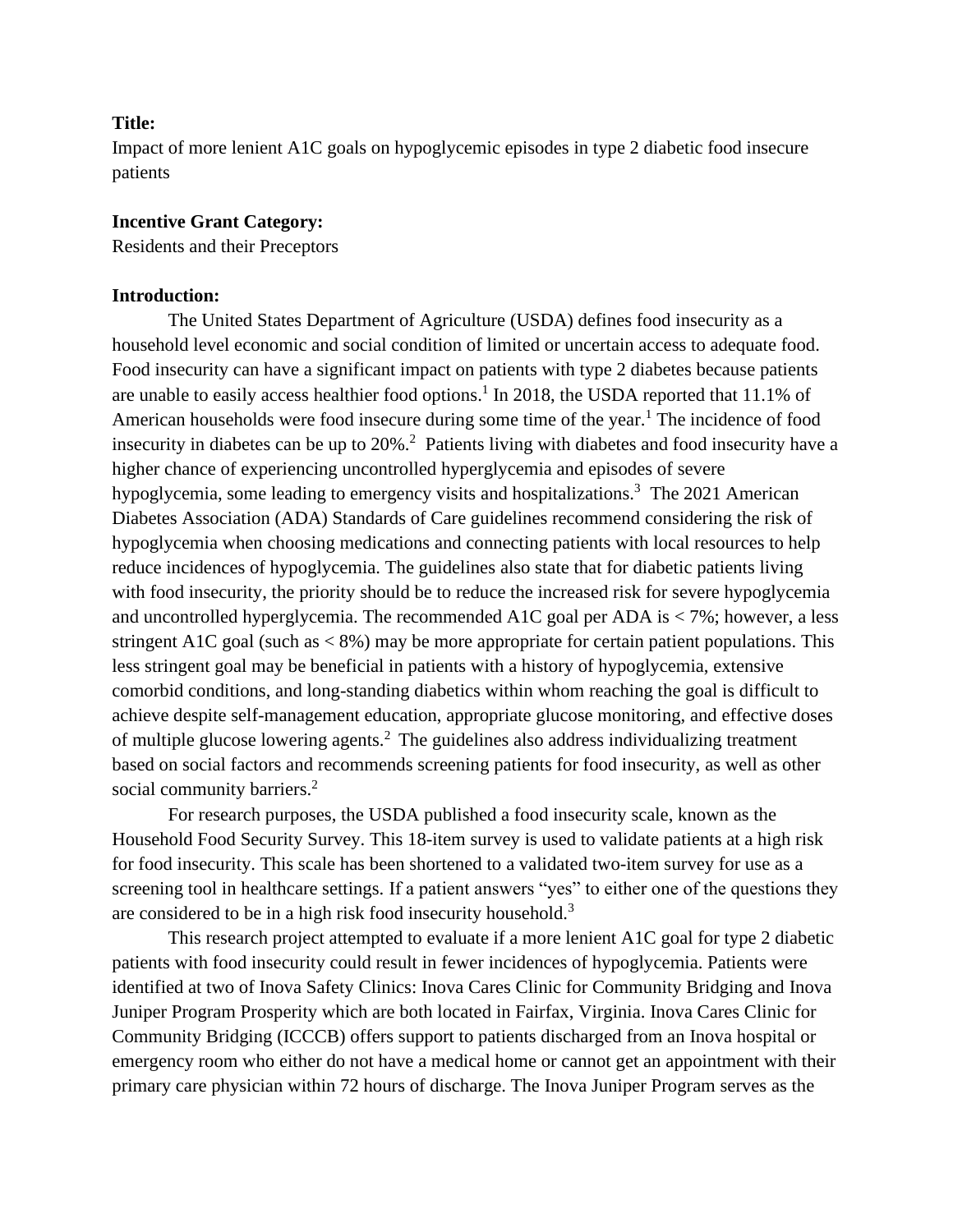**Title:**

Impact of more lenient A1C goals on hypoglycemic episodes in type 2 diabetic food insecure patients

**Incentive Grant Category:**

Residents and their Preceptors

**Introduction:**

The United States Department of Agriculture (USDA) defines food insecurity as a household level economic and social condition of limited or uncertain access to adequate food. Food insecurity can have a significant impact on patients with type 2 diabetes because patients are unable to easily access healthier food options.[1] In 2018, the USDA reported that 11.1% of American households were food insecure during some time of the year.[1] The incidence of food insecurity in diabetes can be up to 20%.[2] Patients living with diabetes and food insecurity have a higher chance of experiencing uncontrolled hyperglycemia and episodes of severe hypoglycemia, some leading to emergency visits and hospitalizations.[3] The 2021 American Diabetes Association (ADA) Standards of Care guidelines recommend considering the risk of hypoglycemia when choosing medications and connecting patients with local resources to help reduce incidences of hypoglycemia. The guidelines also state that for diabetic patients living with food insecurity, the priority should be to reduce the increased risk for severe hypoglycemia and uncontrolled hyperglycemia. The recommended A1C goal per ADA is < 7%; however, a less stringent A1C goal (such as < 8%) may be more appropriate for certain patient populations. This less stringent goal may be beneficial in patients with a history of hypoglycemia, extensive comorbid conditions, and long-standing diabetics within whom reaching the goal is difficult to achieve despite self-management education, appropriate glucose monitoring, and effective doses of multiple glucose lowering agents.[2] The guidelines also address individualizing treatment based on social factors and recommends screening patients for food insecurity, as well as other social community barriers.[2]

For research purposes, the USDA published a food insecurity scale, known as the Household Food Security Survey. This 18-item survey is used to validate patients at a high risk for food insecurity. This scale has been shortened to a validated two-item survey for use as a screening tool in healthcare settings. If a patient answers "yes" to either one of the questions they are considered to be in a high risk food insecurity household.[3]

This research project attempted to evaluate if a more lenient A1C goal for type 2 diabetic patients with food insecurity could result in fewer incidences of hypoglycemia. Patients were identified at two of Inova Safety Clinics: Inova Cares Clinic for Community Bridging and Inova Juniper Program Prosperity which are both located in Fairfax, Virginia. Inova Cares Clinic for Community Bridging (ICCCB) offers support to patients discharged from an Inova hospital or emergency room who either do not have a medical home or cannot get an appointment with their primary care physician within 72 hours of discharge. The Inova Juniper Program serves as the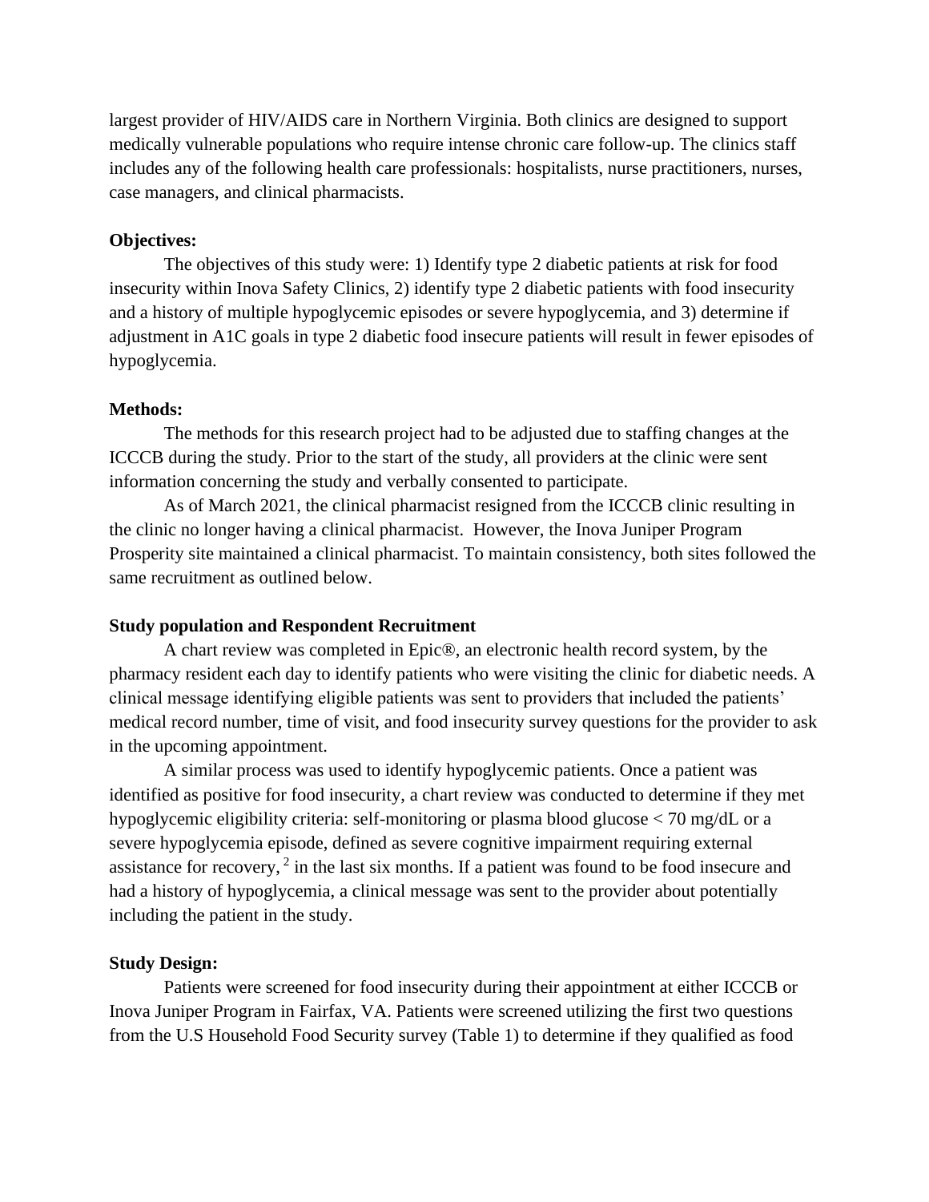largest provider of HIV/AIDS care in Northern Virginia. Both clinics are designed to support medically vulnerable populations who require intense chronic care follow-up. The clinics staff includes any of the following health care professionals: hospitalists, nurse practitioners, nurses, case managers, and clinical pharmacists.

**Objectives:**

The objectives of this study were: 1) Identify type 2 diabetic patients at risk for food insecurity within Inova Safety Clinics, 2) identify type 2 diabetic patients with food insecurity and a history of multiple hypoglycemic episodes or severe hypoglycemia, and 3) determine if adjustment in A1C goals in type 2 diabetic food insecure patients will result in fewer episodes of hypoglycemia.

**Methods:**

The methods for this research project had to be adjusted due to staffing changes at the ICCCB during the study. Prior to the start of the study, all providers at the clinic were sent information concerning the study and verbally consented to participate.

As of March 2021, the clinical pharmacist resigned from the ICCCB clinic resulting in the clinic no longer having a clinical pharmacist. However, the Inova Juniper Program Prosperity site maintained a clinical pharmacist. To maintain consistency, both sites followed the same recruitment as outlined below.

**Study population and Respondent Recruitment**

A chart review was completed in Epic®, an electronic health record system, by the pharmacy resident each day to identify patients who were visiting the clinic for diabetic needs. A clinical message identifying eligible patients was sent to providers that included the patients' medical record number, time of visit, and food insecurity survey questions for the provider to ask in the upcoming appointment.

A similar process was used to identify hypoglycemic patients. Once a patient was identified as positive for food insecurity, a chart review was conducted to determine if they met hypoglycemic eligibility criteria: self-monitoring or plasma blood glucose < 70 mg/dL or a severe hypoglycemia episode, defined as severe cognitive impairment requiring external assistance for recovery, [2] in the last six months. If a patient was found to be food insecure and had a history of hypoglycemia, a clinical message was sent to the provider about potentially including the patient in the study.

**Study Design:**

Patients were screened for food insecurity during their appointment at either ICCCB or Inova Juniper Program in Fairfax, VA. Patients were screened utilizing the first two questions from the U.S Household Food Security survey (Table 1) to determine if they qualified as food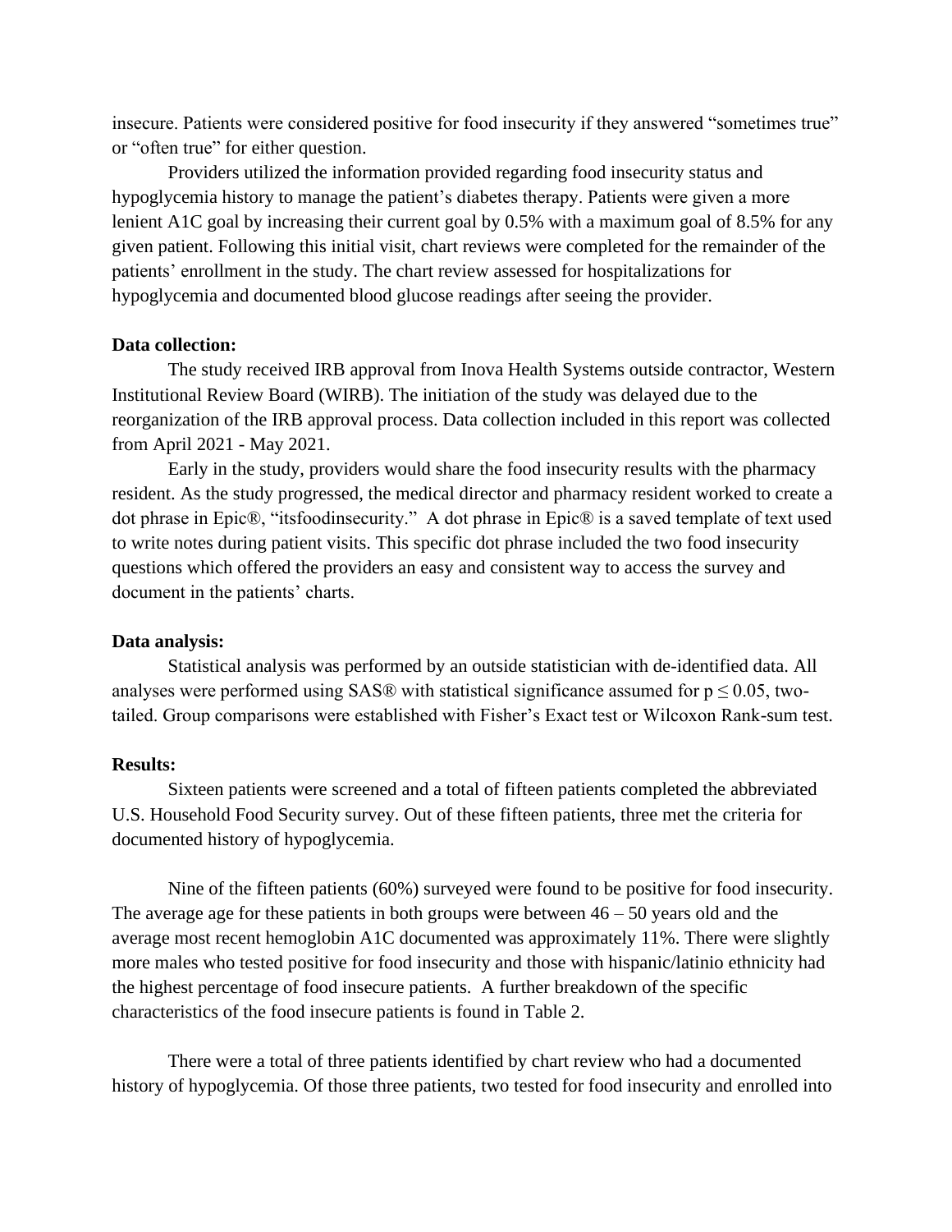insecure. Patients were considered positive for food insecurity if they answered "sometimes true" or "often true" for either question.

Providers utilized the information provided regarding food insecurity status and hypoglycemia history to manage the patient's diabetes therapy. Patients were given a more lenient A1C goal by increasing their current goal by 0.5% with a maximum goal of 8.5% for any given patient. Following this initial visit, chart reviews were completed for the remainder of the patients' enrollment in the study. The chart review assessed for hospitalizations for hypoglycemia and documented blood glucose readings after seeing the provider.

**Data collection:**

The study received IRB approval from Inova Health Systems outside contractor, Western Institutional Review Board (WIRB). The initiation of the study was delayed due to the reorganization of the IRB approval process. Data collection included in this report was collected from April 2021 - May 2021.

Early in the study, providers would share the food insecurity results with the pharmacy resident. As the study progressed, the medical director and pharmacy resident worked to create a dot phrase in Epic®, "itsfoodinsecurity." A dot phrase in Epic® is a saved template of text used to write notes during patient visits. This specific dot phrase included the two food insecurity questions which offered the providers an easy and consistent way to access the survey and document in the patients' charts.

**Data analysis:**

Statistical analysis was performed by an outside statistician with de-identified data. All analyses were performed using SAS® with statistical significance assumed for $p \leq 0.05$, two-tailed. Group comparisons were established with Fisher's Exact test or Wilcoxon Rank-sum test.

**Results:**

Sixteen patients were screened and a total of fifteen patients completed the abbreviated U.S. Household Food Security survey. Out of these fifteen patients, three met the criteria for documented history of hypoglycemia.

Nine of the fifteen patients (60%) surveyed were found to be positive for food insecurity. The average age for these patients in both groups were between 46 – 50 years old and the average most recent hemoglobin A1C documented was approximately 11%. There were slightly more males who tested positive for food insecurity and those with hispanic/latinio ethnicity had the highest percentage of food insecure patients. A further breakdown of the specific characteristics of the food insecure patients is found in Table 2.

There were a total of three patients identified by chart review who had a documented history of hypoglycemia. Of those three patients, two tested for food insecurity and enrolled into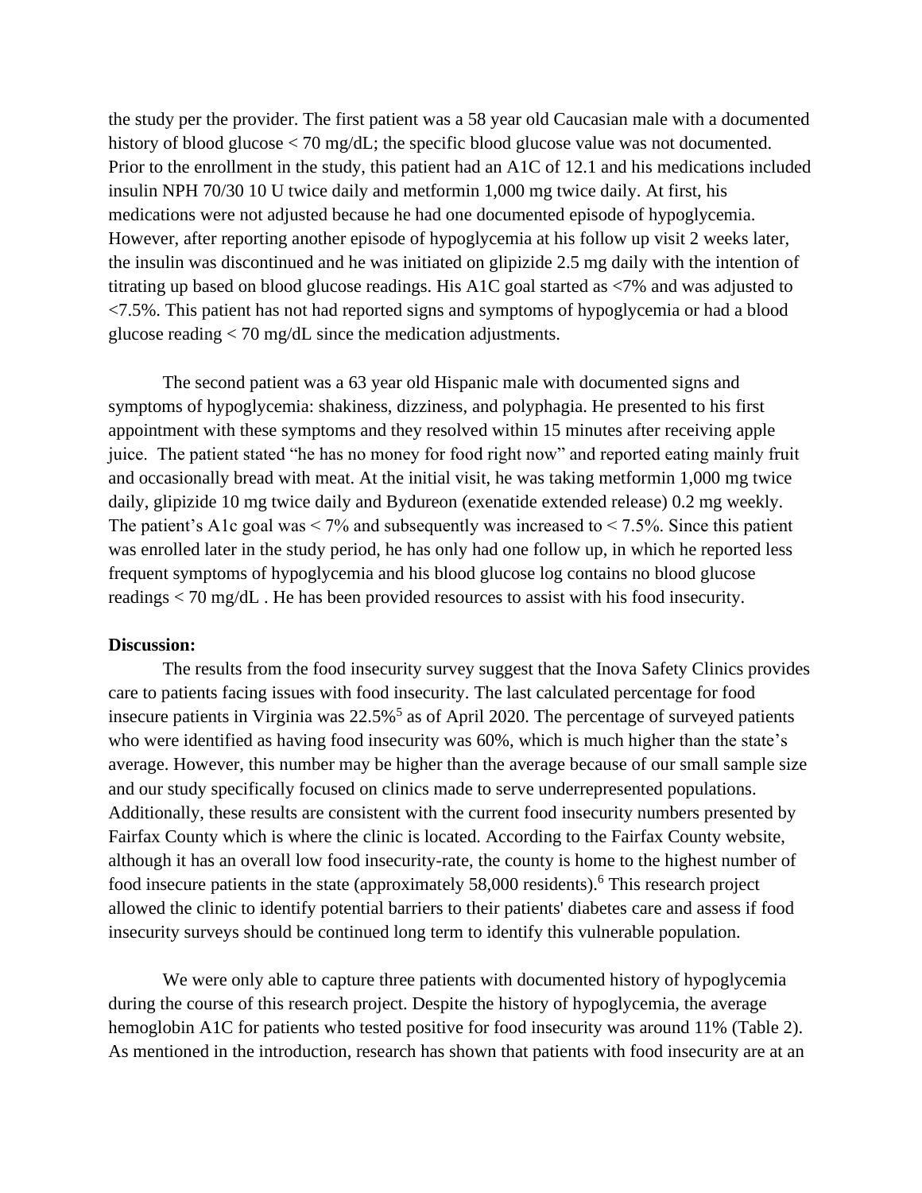the study per the provider. The first patient was a 58 year old Caucasian male with a documented history of blood glucose < 70 mg/dL; the specific blood glucose value was not documented. Prior to the enrollment in the study, this patient had an A1C of 12.1 and his medications included insulin NPH 70/30 10 U twice daily and metformin 1,000 mg twice daily. At first, his medications were not adjusted because he had one documented episode of hypoglycemia. However, after reporting another episode of hypoglycemia at his follow up visit 2 weeks later, the insulin was discontinued and he was initiated on glipizide 2.5 mg daily with the intention of titrating up based on blood glucose readings. His A1C goal started as <7% and was adjusted to <7.5%. This patient has not had reported signs and symptoms of hypoglycemia or had a blood glucose reading < 70 mg/dL since the medication adjustments.

The second patient was a 63 year old Hispanic male with documented signs and symptoms of hypoglycemia: shakiness, dizziness, and polyphagia. He presented to his first appointment with these symptoms and they resolved within 15 minutes after receiving apple juice. The patient stated "he has no money for food right now" and reported eating mainly fruit and occasionally bread with meat. At the initial visit, he was taking metformin 1,000 mg twice daily, glipizide 10 mg twice daily and Bydureon (exenatide extended release) 0.2 mg weekly. The patient's A1c goal was < 7% and subsequently was increased to < 7.5%. Since this patient was enrolled later in the study period, he has only had one follow up, in which he reported less frequent symptoms of hypoglycemia and his blood glucose log contains no blood glucose readings < 70 mg/dL . He has been provided resources to assist with his food insecurity.

**Discussion:**

The results from the food insecurity survey suggest that the Inova Safety Clinics provides care to patients facing issues with food insecurity. The last calculated percentage for food insecure patients in Virginia was 22.5%[5] as of April 2020. The percentage of surveyed patients who were identified as having food insecurity was 60%, which is much higher than the state's average. However, this number may be higher than the average because of our small sample size and our study specifically focused on clinics made to serve underrepresented populations. Additionally, these results are consistent with the current food insecurity numbers presented by Fairfax County which is where the clinic is located. According to the Fairfax County website, although it has an overall low food insecurity-rate, the county is home to the highest number of food insecure patients in the state (approximately 58,000 residents).[6] This research project allowed the clinic to identify potential barriers to their patients' diabetes care and assess if food insecurity surveys should be continued long term to identify this vulnerable population.

We were only able to capture three patients with documented history of hypoglycemia during the course of this research project. Despite the history of hypoglycemia, the average hemoglobin A1C for patients who tested positive for food insecurity was around 11% (Table 2). As mentioned in the introduction, research has shown that patients with food insecurity are at an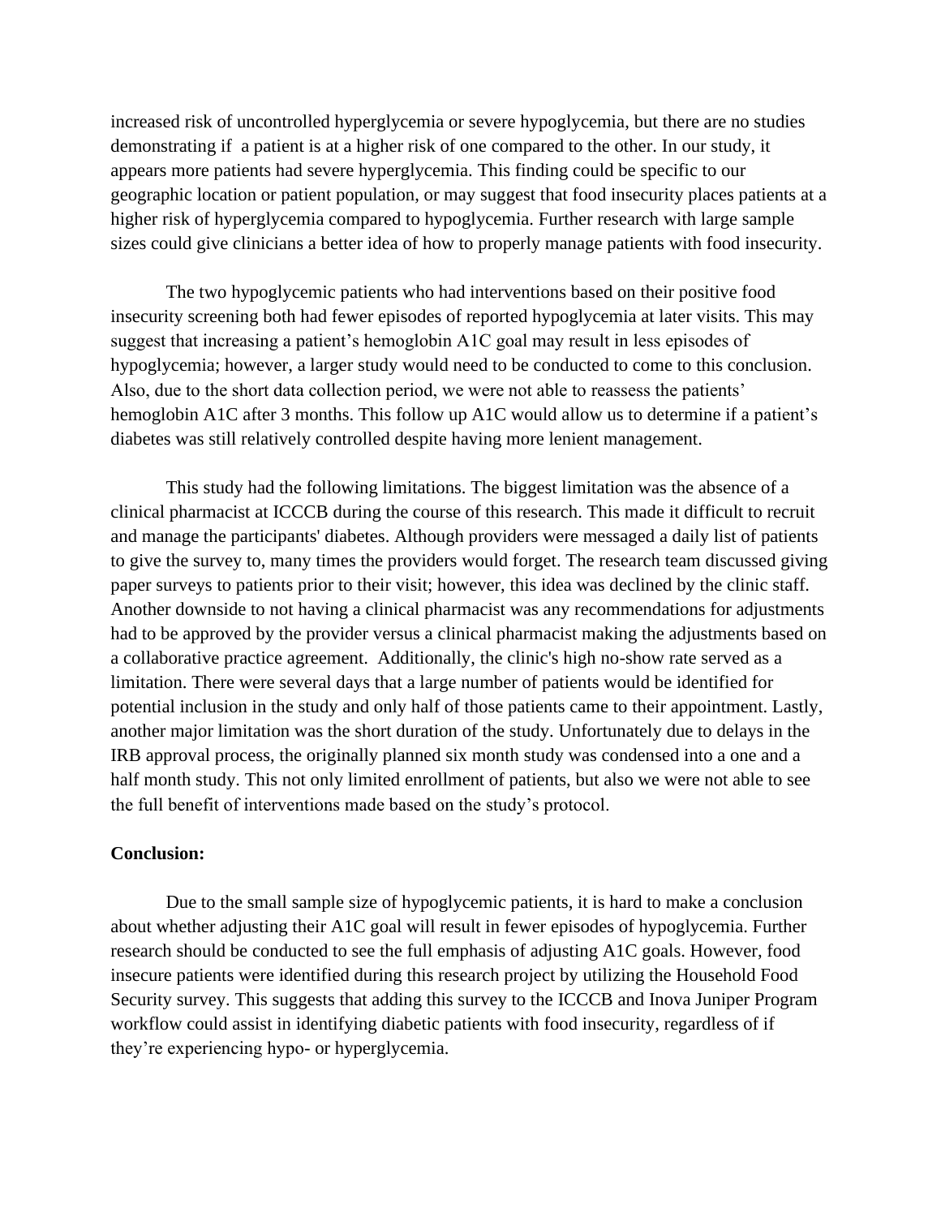increased risk of uncontrolled hyperglycemia or severe hypoglycemia, but there are no studies demonstrating if a patient is at a higher risk of one compared to the other. In our study, it appears more patients had severe hyperglycemia. This finding could be specific to our geographic location or patient population, or may suggest that food insecurity places patients at a higher risk of hyperglycemia compared to hypoglycemia. Further research with large sample sizes could give clinicians a better idea of how to properly manage patients with food insecurity.

The two hypoglycemic patients who had interventions based on their positive food insecurity screening both had fewer episodes of reported hypoglycemia at later visits. This may suggest that increasing a patient's hemoglobin A1C goal may result in less episodes of hypoglycemia; however, a larger study would need to be conducted to come to this conclusion. Also, due to the short data collection period, we were not able to reassess the patients' hemoglobin A1C after 3 months. This follow up A1C would allow us to determine if a patient's diabetes was still relatively controlled despite having more lenient management.

This study had the following limitations. The biggest limitation was the absence of a clinical pharmacist at ICCCB during the course of this research. This made it difficult to recruit and manage the participants' diabetes. Although providers were messaged a daily list of patients to give the survey to, many times the providers would forget. The research team discussed giving paper surveys to patients prior to their visit; however, this idea was declined by the clinic staff. Another downside to not having a clinical pharmacist was any recommendations for adjustments had to be approved by the provider versus a clinical pharmacist making the adjustments based on a collaborative practice agreement. Additionally, the clinic's high no-show rate served as a limitation. There were several days that a large number of patients would be identified for potential inclusion in the study and only half of those patients came to their appointment. Lastly, another major limitation was the short duration of the study. Unfortunately due to delays in the IRB approval process, the originally planned six month study was condensed into a one and a half month study. This not only limited enrollment of patients, but also we were not able to see the full benefit of interventions made based on the study's protocol.

**Conclusion:**

Due to the small sample size of hypoglycemic patients, it is hard to make a conclusion about whether adjusting their A1C goal will result in fewer episodes of hypoglycemia. Further research should be conducted to see the full emphasis of adjusting A1C goals. However, food insecure patients were identified during this research project by utilizing the Household Food Security survey. This suggests that adding this survey to the ICCCB and Inova Juniper Program workflow could assist in identifying diabetic patients with food insecurity, regardless of if they're experiencing hypo- or hyperglycemia.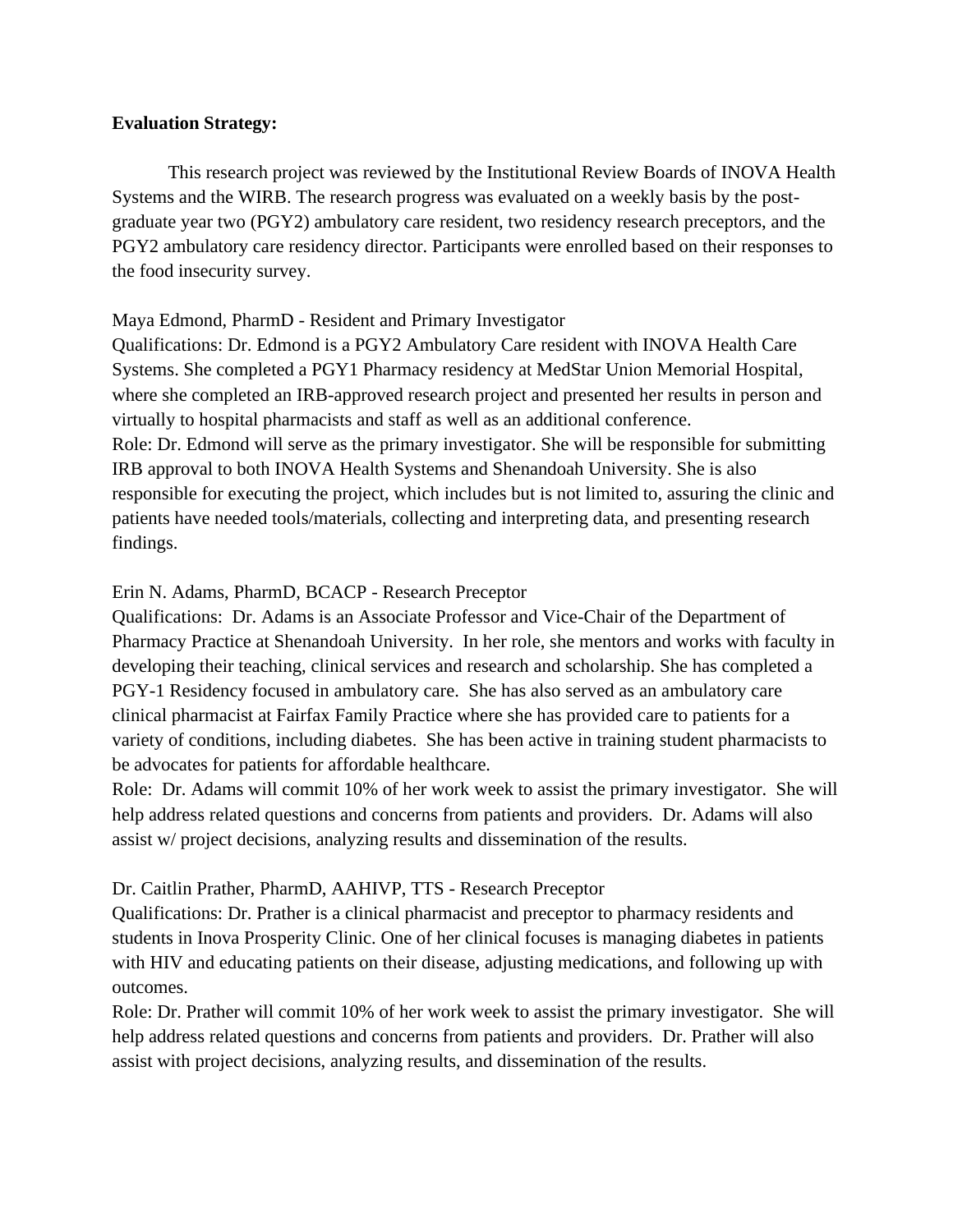**Evaluation Strategy:**

This research project was reviewed by the Institutional Review Boards of INOVA Health Systems and the WIRB. The research progress was evaluated on a weekly basis by the post-graduate year two (PGY2) ambulatory care resident, two residency research preceptors, and the PGY2 ambulatory care residency director. Participants were enrolled based on their responses to the food insecurity survey.

Maya Edmond, PharmD - Resident and Primary Investigator
Qualifications: Dr. Edmond is a PGY2 Ambulatory Care resident with INOVA Health Care Systems. She completed a PGY1 Pharmacy residency at MedStar Union Memorial Hospital, where she completed an IRB-approved research project and presented her results in person and virtually to hospital pharmacists and staff as well as an additional conference.
Role: Dr. Edmond will serve as the primary investigator. She will be responsible for submitting IRB approval to both INOVA Health Systems and Shenandoah University. She is also responsible for executing the project, which includes but is not limited to, assuring the clinic and patients have needed tools/materials, collecting and interpreting data, and presenting research findings.

Erin N. Adams, PharmD, BCACP - Research Preceptor
Qualifications: Dr. Adams is an Associate Professor and Vice-Chair of the Department of Pharmacy Practice at Shenandoah University. In her role, she mentors and works with faculty in developing their teaching, clinical services and research and scholarship. She has completed a PGY-1 Residency focused in ambulatory care. She has also served as an ambulatory care clinical pharmacist at Fairfax Family Practice where she has provided care to patients for a variety of conditions, including diabetes. She has been active in training student pharmacists to be advocates for patients for affordable healthcare.
Role: Dr. Adams will commit 10% of her work week to assist the primary investigator. She will help address related questions and concerns from patients and providers. Dr. Adams will also assist w/ project decisions, analyzing results and dissemination of the results.

Dr. Caitlin Prather, PharmD, AAHIVP, TTS - Research Preceptor
Qualifications: Dr. Prather is a clinical pharmacist and preceptor to pharmacy residents and students in Inova Prosperity Clinic. One of her clinical focuses is managing diabetes in patients with HIV and educating patients on their disease, adjusting medications, and following up with outcomes.
Role: Dr. Prather will commit 10% of her work week to assist the primary investigator. She will help address related questions and concerns from patients and providers. Dr. Prather will also assist with project decisions, analyzing results, and dissemination of the results.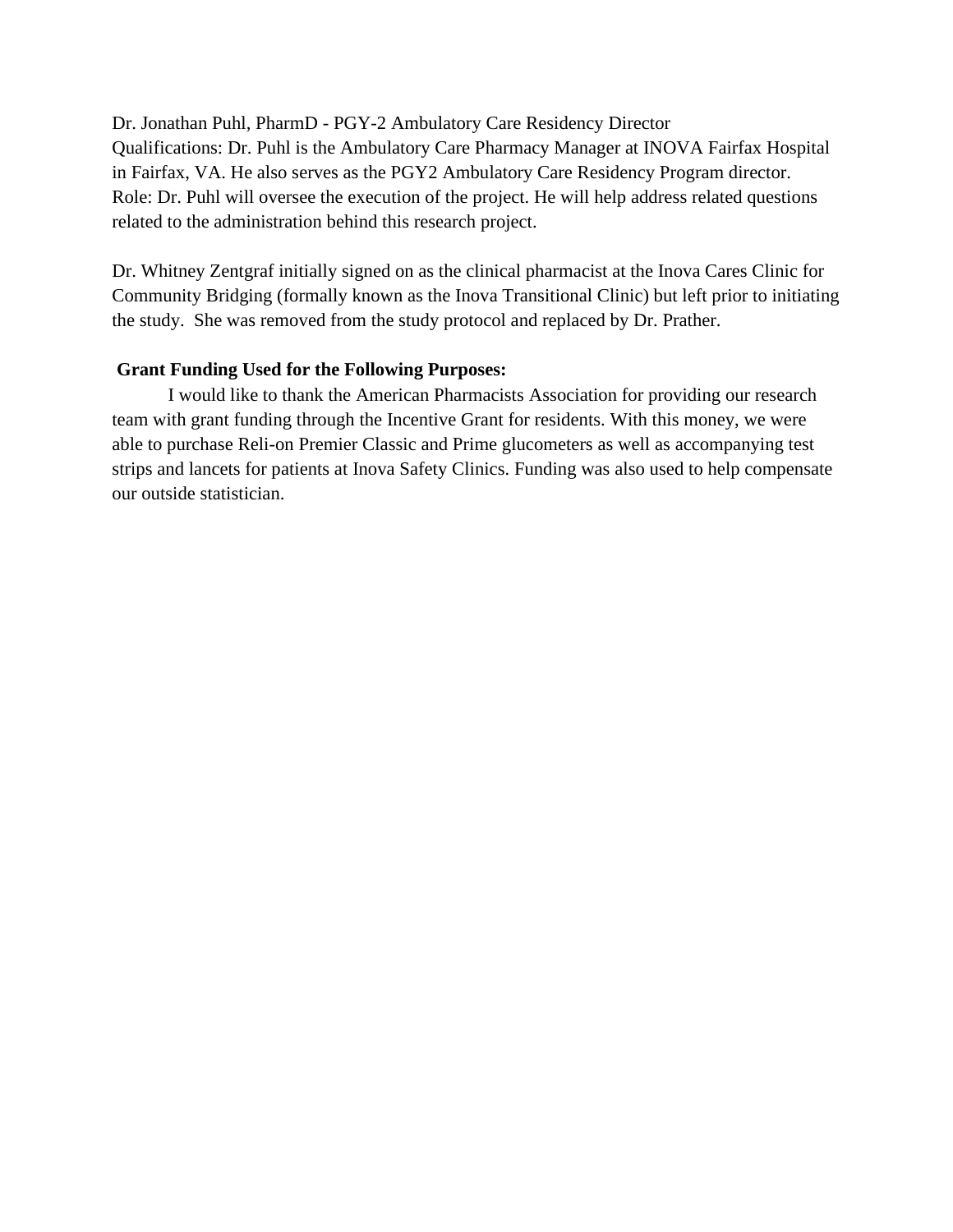Dr. Jonathan Puhl, PharmD - PGY-2 Ambulatory Care Residency Director
Qualifications: Dr. Puhl is the Ambulatory Care Pharmacy Manager at INOVA Fairfax Hospital in Fairfax, VA. He also serves as the PGY2 Ambulatory Care Residency Program director.
Role: Dr. Puhl will oversee the execution of the project. He will help address related questions related to the administration behind this research project.

Dr. Whitney Zentgraf initially signed on as the clinical pharmacist at the Inova Cares Clinic for Community Bridging (formally known as the Inova Transitional Clinic) but left prior to initiating the study. She was removed from the study protocol and replaced by Dr. Prather.

**Grant Funding Used for the Following Purposes:**

I would like to thank the American Pharmacists Association for providing our research team with grant funding through the Incentive Grant for residents. With this money, we were able to purchase Reli-on Premier Classic and Prime glucometers as well as accompanying test strips and lancets for patients at Inova Safety Clinics. Funding was also used to help compensate our outside statistician.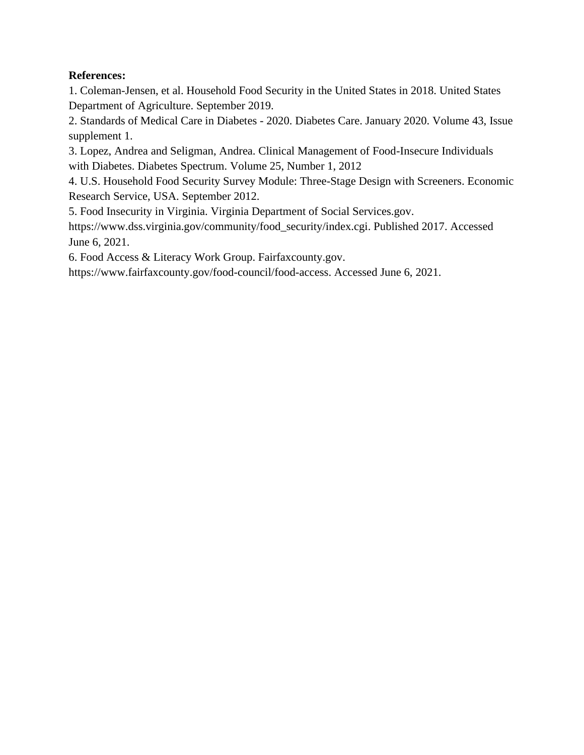**References:**

1. Coleman-Jensen, et al. Household Food Security in the United States in 2018. United States Department of Agriculture. September 2019.
2. Standards of Medical Care in Diabetes - 2020. Diabetes Care. January 2020. Volume 43, Issue supplement 1.
3. Lopez, Andrea and Seligman, Andrea. Clinical Management of Food-Insecure Individuals with Diabetes. Diabetes Spectrum. Volume 25, Number 1, 2012
4. U.S. Household Food Security Survey Module: Three-Stage Design with Screeners. Economic Research Service, USA. September 2012.
5. Food Insecurity in Virginia. Virginia Department of Social Services.gov. https://www.dss.virginia.gov/community/food_security/index.cgi. Published 2017. Accessed June 6, 2021.
6. Food Access & Literacy Work Group. Fairfaxcounty.gov. https://www.fairfaxcounty.gov/food-council/food-access. Accessed June 6, 2021.